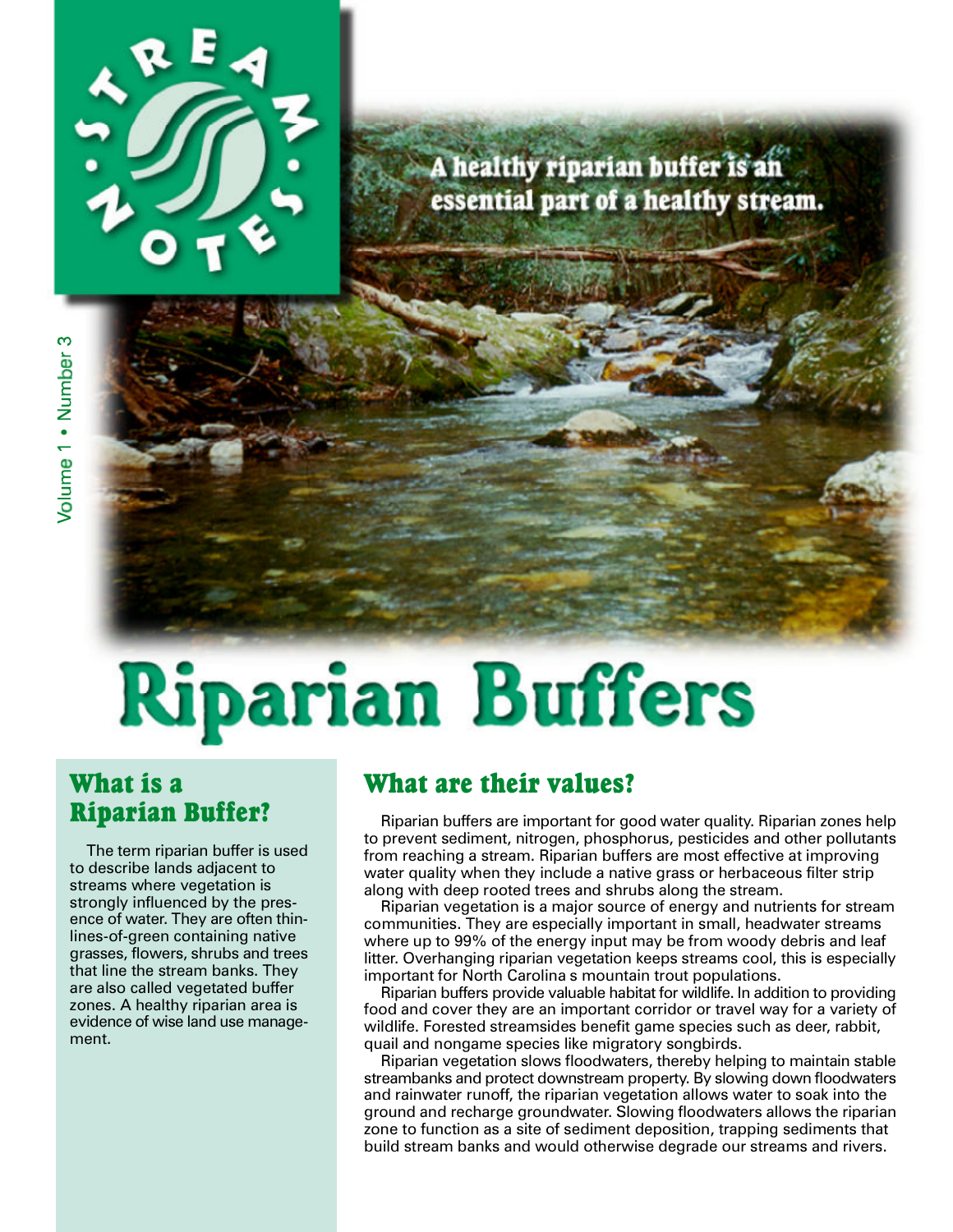STREAM NOTES

Volume 1 • Number 3

A healthy riparian buffer is an essential part of a healthy stream.

# Riparian Buffers

## What is a Riparian Buffer?

The term riparian buffer is used to describe lands adjacent to streams where vegetation is strongly influenced by the presence of water. They are often thin-lines-of-green containing native grasses, flowers, shrubs and trees that line the stream banks. They are also called vegetated buffer zones. A healthy riparian area is evidence of wise land use management.

## What are their values?

Riparian buffers are important for good water quality. Riparian zones help to prevent sediment, nitrogen, phosphorus, pesticides and other pollutants from reaching a stream. Riparian buffers are most effective at improving water quality when they include a native grass or herbaceous filter strip along with deep rooted trees and shrubs along the stream.

Riparian vegetation is a major source of energy and nutrients for stream communities. They are especially important in small, headwater streams where up to 99% of the energy input may be from woody debris and leaf litter. Overhanging riparian vegetation keeps streams cool, this is especially important for North Carolina s mountain trout populations.

Riparian buffers provide valuable habitat for wildlife. In addition to providing food and cover they are an important corridor or travel way for a variety of wildlife. Forested streamsides benefit game species such as deer, rabbit, quail and nongame species like migratory songbirds.

Riparian vegetation slows floodwaters, thereby helping to maintain stable streambanks and protect downstream property. By slowing down floodwaters and rainwater runoff, the riparian vegetation allows water to soak into the ground and recharge groundwater. Slowing floodwaters allows the riparian zone to function as a site of sediment deposition, trapping sediments that build stream banks and would otherwise degrade our streams and rivers.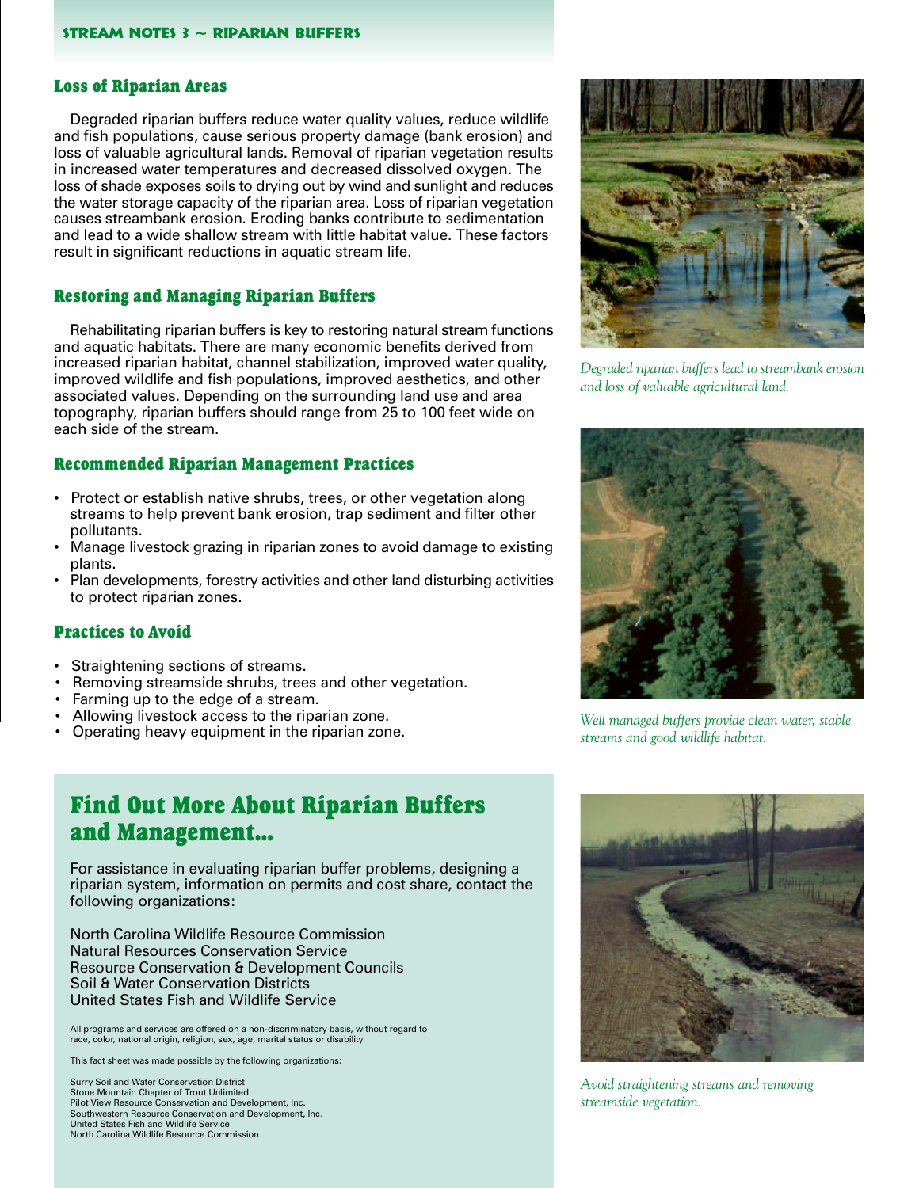## Loss of Riparian Areas

Degraded riparian buffers reduce water quality values, reduce wildlife and fish populations, cause serious property damage (bank erosion) and loss of valuable agricultural lands. Removal of riparian vegetation results in increased water temperatures and decreased dissolved oxygen. The loss of shade exposes soils to drying out by wind and sunlight and reduces the water storage capacity of the riparian area. Loss of riparian vegetation causes streambank erosion. Eroding banks contribute to sedimentation and lead to a wide shallow stream with little habitat value. These factors result in significant reductions in aquatic stream life.

*Degraded riparian buffers lead to streambank erosion and loss of valuable agricultural land.*

## Restoring and Managing Riparian Buffers

Rehabilitating riparian buffers is key to restoring natural stream functions and aquatic habitats. There are many economic benefits derived from increased riparian habitat, channel stabilization, improved water quality, improved wildlife and fish populations, improved aesthetics, and other associated values. Depending on the surrounding land use and area topography, riparian buffers should range from 25 to 100 feet wide on each side of the stream.

## Recommended Riparian Management Practices

- Protect or establish native shrubs, trees, or other vegetation along streams to help prevent bank erosion, trap sediment and filter other pollutants.
- Manage livestock grazing in riparian zones to avoid damage to existing plants.
- Plan developments, forestry activities and other land disturbing activities to protect riparian zones.

*Well managed buffers provide clean water, stable streams and good wildlife habitat.*

## Practices to Avoid

- Straightening sections of streams.
- Removing streamside shrubs, trees and other vegetation.
- Farming up to the edge of a stream.
- Allowing livestock access to the riparian zone.
- Operating heavy equipment in the riparian zone.

# Find Out More About Riparian Buffers and Management...

For assistance in evaluating riparian buffer problems, designing a riparian system, information on permits and cost share, contact the following organizations:

North Carolina Wildlife Resource Commission
Natural Resources Conservation Service
Resource Conservation & Development Councils
Soil & Water Conservation Districts
United States Fish and Wildlife Service

All programs and services are offered on a non-discriminatory basis, without regard to race, color, national origin, religion, sex, age, marital status or disability.

This fact sheet was made possible by the following organizations:

Surry Soil and Water Conservation District
Stone Mountain Chapter of Trout Unlimited
Pilot View Resource Conservation and Development, Inc.
Southwestern Resource Conservation and Development, Inc.
United States Fish and Wildlife Service
North Carolina Wildlife Resource Commission

*Avoid straightening streams and removing streamside vegetation.*